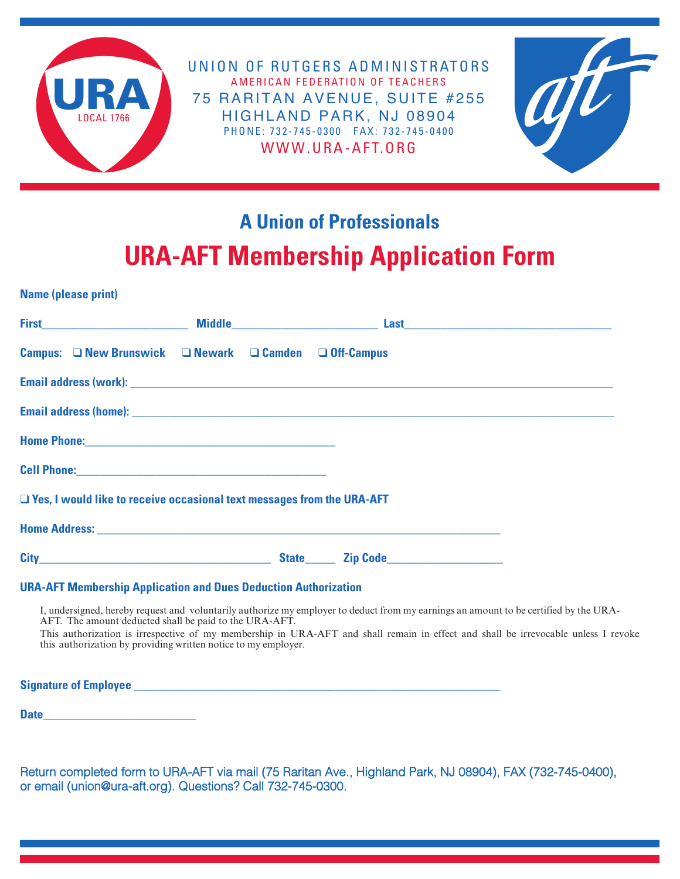URA LOCAL 1766

UNION OF RUTGERS ADMINISTRATORS
AMERICAN FEDERATION OF TEACHERS
75 RARITAN AVENUE, SUITE #255
HIGHLAND PARK, NJ 08904
PHONE: 732-745-0300 FAX: 732-745-0400
WWW.URA-AFT.ORG

aft

## A Union of Professionals

# URA-AFT Membership Application Form

**Name (please print)**

**First**________________________ **Middle**________________________ **Last**_________________________________

**Campus:** ❑ **New Brunswick** ❑ **Newark** ❑ **Camden** ❑ **Off-Campus**

**Email address (work):** _______________________________________________________________________________

**Email address (home):** _______________________________________________________________________________

**Home Phone:**__________________________________________

**Cell Phone:**__________________________________________

❑ **Yes, I would like to receive occasional text messages from the URA-AFT**

**Home Address:** _________________________________________________________________

**City**________________________________________ **State**_____ **Zip Code**___________________

**URA-AFT Membership Application and Dues Deduction Authorization**

I, undersigned, hereby request and voluntarily authorize my employer to deduct from my earnings an amount to be certified by the URA-AFT. The amount deducted shall be paid to the URA-AFT.
This authorization is irrespective of my membership in URA-AFT and shall remain in effect and shall be irrevocable unless I revoke this authorization by providing written notice to my employer.

**Signature of Employee** _____________________________________________________________

**Date**_________________________

Return completed form to URA-AFT via mail (75 Raritan Ave., Highland Park, NJ 08904), FAX (732-745-0400), or email (union@ura-aft.org). Questions? Call 732-745-0300.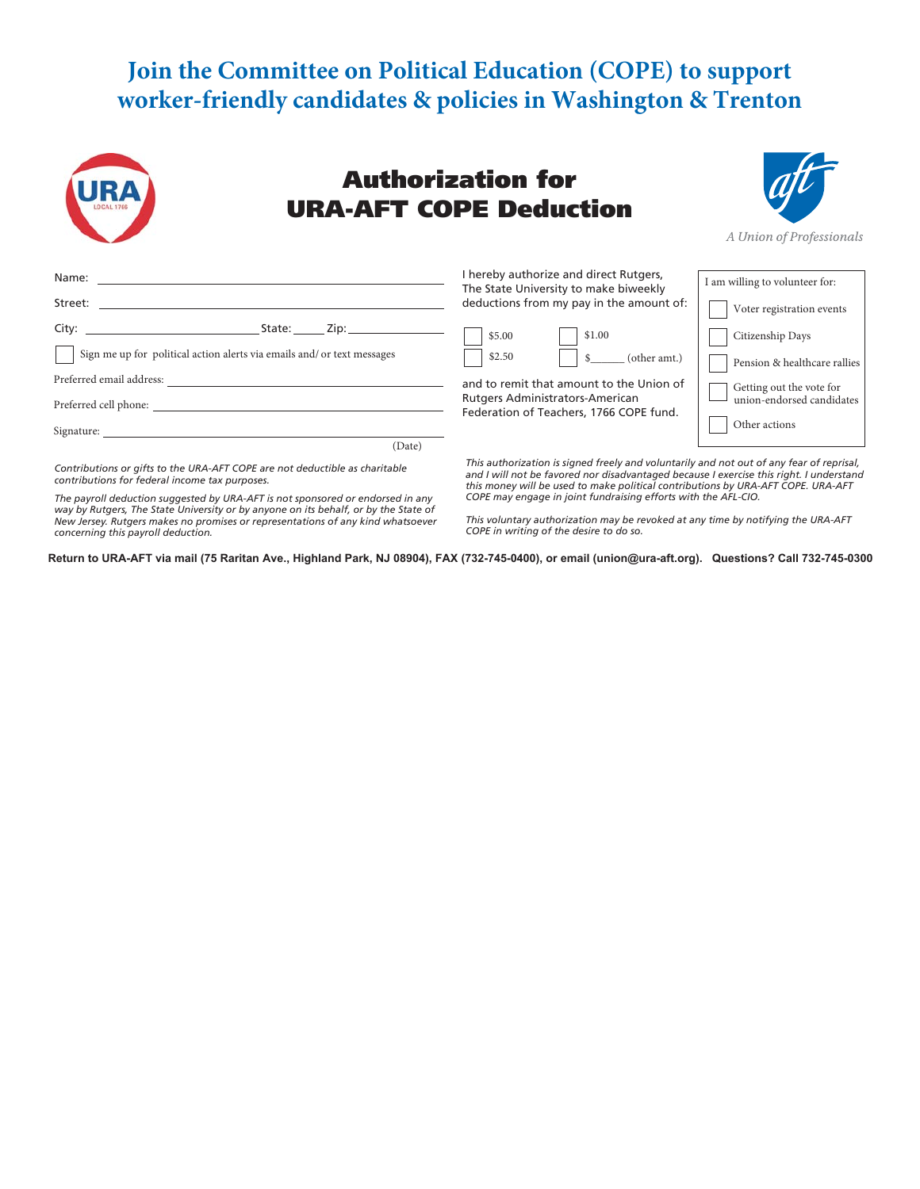# Join the Committee on Political Education (COPE) to support worker-friendly candidates & policies in Washington & Trenton

URA LOCAL 1766

## Authorization for URA-AFT COPE Deduction

aft A Union of Professionals

Name: ______________________________

Street: ______________________________

City: ______________ State: _____ Zip: ______________

☐ Sign me up for political action alerts via emails and/or text messages

Preferred email address: ______________________________

Preferred cell phone: ______________________________

Signature: ______________________________ (Date)

I hereby authorize and direct Rutgers, The State University to make biweekly deductions from my pay in the amount of:

☐ $5.00 ☐ $1.00

☐ $2.50 ☐ $______ (other amt.)

and to remit that amount to the Union of Rutgers Administrators-American Federation of Teachers, 1766 COPE fund.

I am willing to volunteer for:

☐ Voter registration events

☐ Citizenship Days

☐ Pension & healthcare rallies

☐ Getting out the vote for union-endorsed candidates

☐ Other actions

*Contributions or gifts to the URA-AFT COPE are not deductible as charitable contributions for federal income tax purposes.*

*The payroll deduction suggested by URA-AFT is not sponsored or endorsed in any way by Rutgers, The State University or by anyone on its behalf, or by the State of New Jersey. Rutgers makes no promises or representations of any kind whatsoever concerning this payroll deduction.*

*This authorization is signed freely and voluntarily and not out of any fear of reprisal, and I will not be favored nor disadvantaged because I exercise this right. I understand this money will be used to make political contributions by URA-AFT COPE. URA-AFT COPE may engage in joint fundraising efforts with the AFL-CIO.*

*This voluntary authorization may be revoked at any time by notifying the URA-AFT COPE in writing of the desire to do so.*

**Return to URA-AFT via mail (75 Raritan Ave., Highland Park, NJ 08904), FAX (732-745-0400), or email (union@ura-aft.org). Questions? Call 732-745-0300**